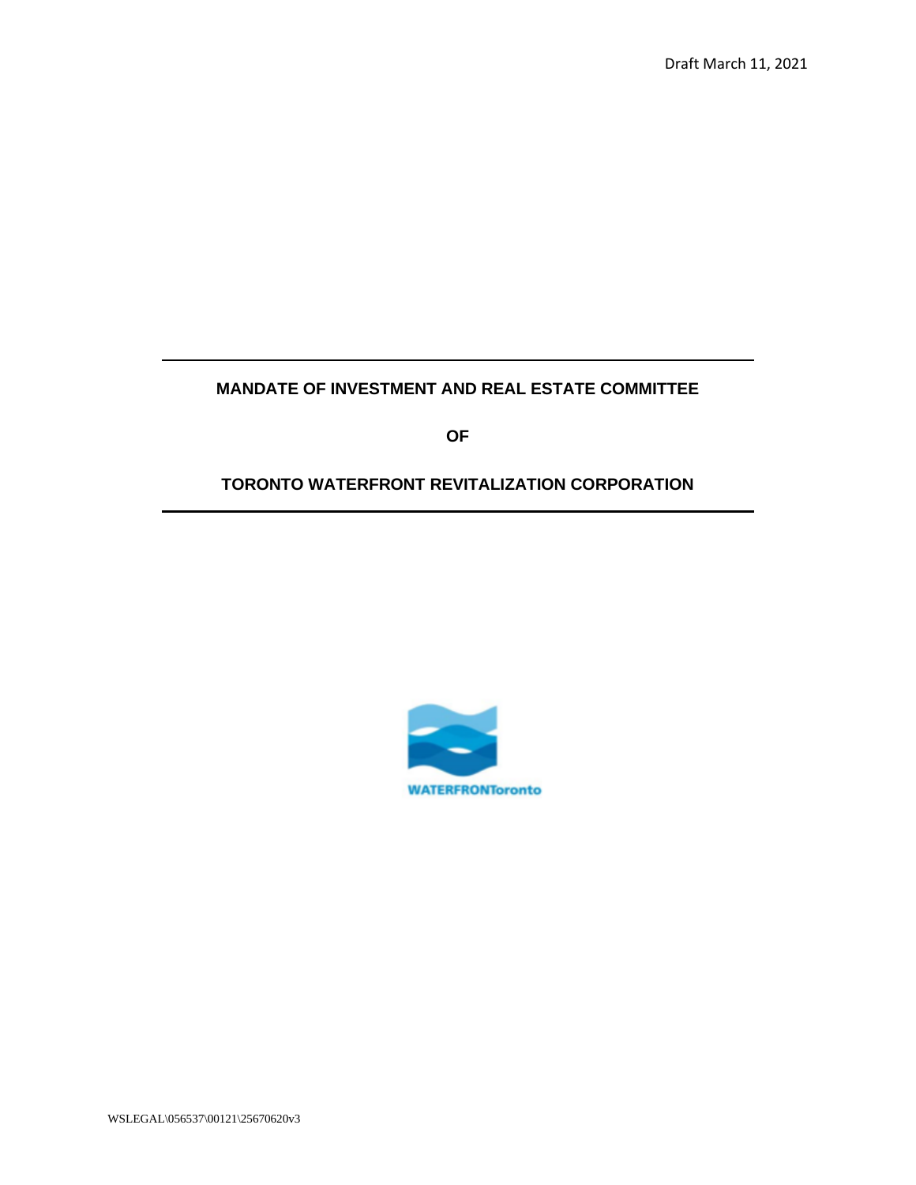Draft March 11, 2021

---

**MANDATE OF INVESTMENT AND REAL ESTATE COMMITTEE**

**OF**

**TORONTO WATERFRONT REVITALIZATION CORPORATION**

---

WATERFRONToronto

WSLEGAL\056537\00121\25670620v3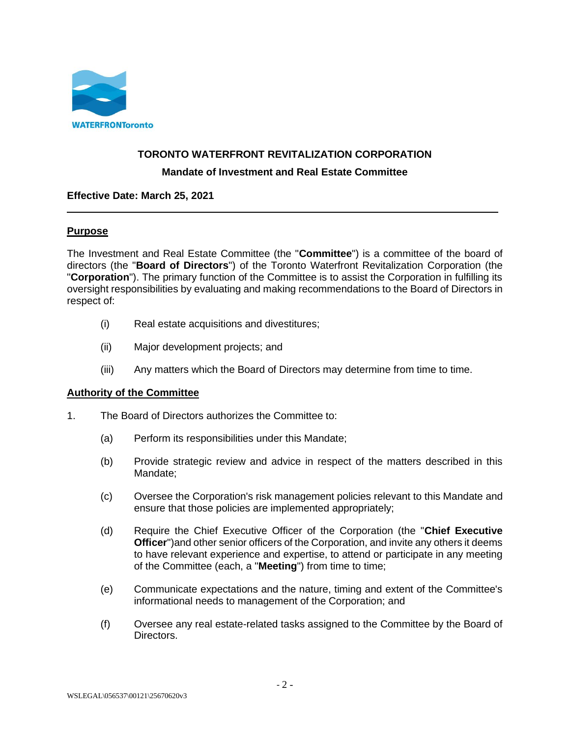WATERFRONToronto

**TORONTO WATERFRONT REVITALIZATION CORPORATION**

**Mandate of Investment and Real Estate Committee**

**Effective Date: March 25, 2021**

---

## Purpose

The Investment and Real Estate Committee (the "**Committee**") is a committee of the board of directors (the "**Board of Directors**") of the Toronto Waterfront Revitalization Corporation (the "**Corporation**"). The primary function of the Committee is to assist the Corporation in fulfilling its oversight responsibilities by evaluating and making recommendations to the Board of Directors in respect of:

- (i) Real estate acquisitions and divestitures;
- (ii) Major development projects; and
- (iii) Any matters which the Board of Directors may determine from time to time.

## Authority of the Committee

1. The Board of Directors authorizes the Committee to:

   (a) Perform its responsibilities under this Mandate;

   (b) Provide strategic review and advice in respect of the matters described in this Mandate;

   (c) Oversee the Corporation's risk management policies relevant to this Mandate and ensure that those policies are implemented appropriately;

   (d) Require the Chief Executive Officer of the Corporation (the "**Chief Executive Officer**")and other senior officers of the Corporation, and invite any others it deems to have relevant experience and expertise, to attend or participate in any meeting of the Committee (each, a "**Meeting**") from time to time;

   (e) Communicate expectations and the nature, timing and extent of the Committee's informational needs to management of the Corporation; and

   (f) Oversee any real estate-related tasks assigned to the Committee by the Board of Directors.

WSLEGAL\056537\00121\25670620v3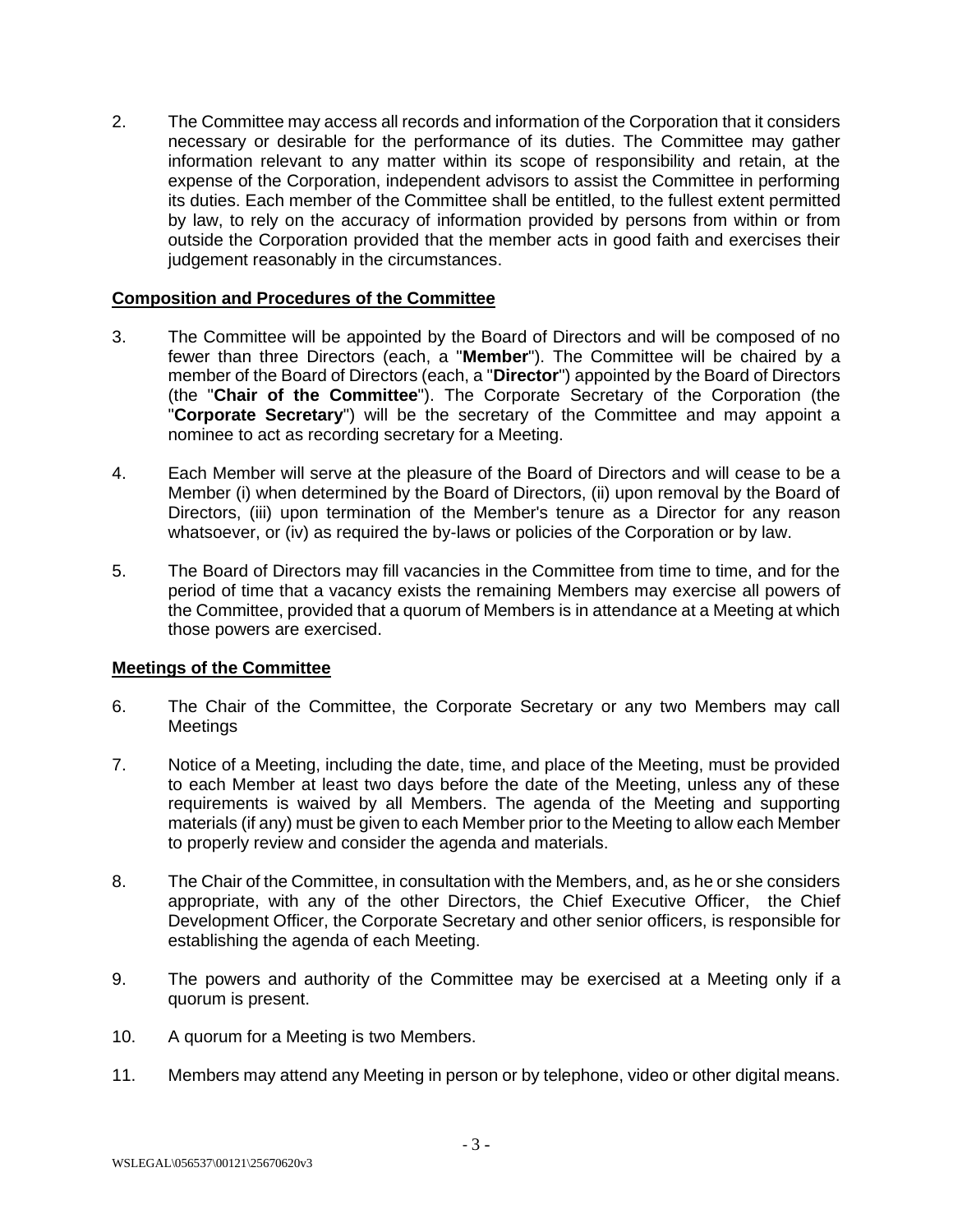2. The Committee may access all records and information of the Corporation that it considers necessary or desirable for the performance of its duties. The Committee may gather information relevant to any matter within its scope of responsibility and retain, at the expense of the Corporation, independent advisors to assist the Committee in performing its duties. Each member of the Committee shall be entitled, to the fullest extent permitted by law, to rely on the accuracy of information provided by persons from within or from outside the Corporation provided that the member acts in good faith and exercises their judgement reasonably in the circumstances.

**Composition and Procedures of the Committee**

3. The Committee will be appointed by the Board of Directors and will be composed of no fewer than three Directors (each, a "**Member**"). The Committee will be chaired by a member of the Board of Directors (each, a "**Director**") appointed by the Board of Directors (the "**Chair of the Committee**"). The Corporate Secretary of the Corporation (the "**Corporate Secretary**") will be the secretary of the Committee and may appoint a nominee to act as recording secretary for a Meeting.

4. Each Member will serve at the pleasure of the Board of Directors and will cease to be a Member (i) when determined by the Board of Directors, (ii) upon removal by the Board of Directors, (iii) upon termination of the Member's tenure as a Director for any reason whatsoever, or (iv) as required the by-laws or policies of the Corporation or by law.

5. The Board of Directors may fill vacancies in the Committee from time to time, and for the period of time that a vacancy exists the remaining Members may exercise all powers of the Committee, provided that a quorum of Members is in attendance at a Meeting at which those powers are exercised.

**Meetings of the Committee**

6. The Chair of the Committee, the Corporate Secretary or any two Members may call Meetings

7. Notice of a Meeting, including the date, time, and place of the Meeting, must be provided to each Member at least two days before the date of the Meeting, unless any of these requirements is waived by all Members. The agenda of the Meeting and supporting materials (if any) must be given to each Member prior to the Meeting to allow each Member to properly review and consider the agenda and materials.

8. The Chair of the Committee, in consultation with the Members, and, as he or she considers appropriate, with any of the other Directors, the Chief Executive Officer, the Chief Development Officer, the Corporate Secretary and other senior officers, is responsible for establishing the agenda of each Meeting.

9. The powers and authority of the Committee may be exercised at a Meeting only if a quorum is present.

10. A quorum for a Meeting is two Members.

11. Members may attend any Meeting in person or by telephone, video or other digital means.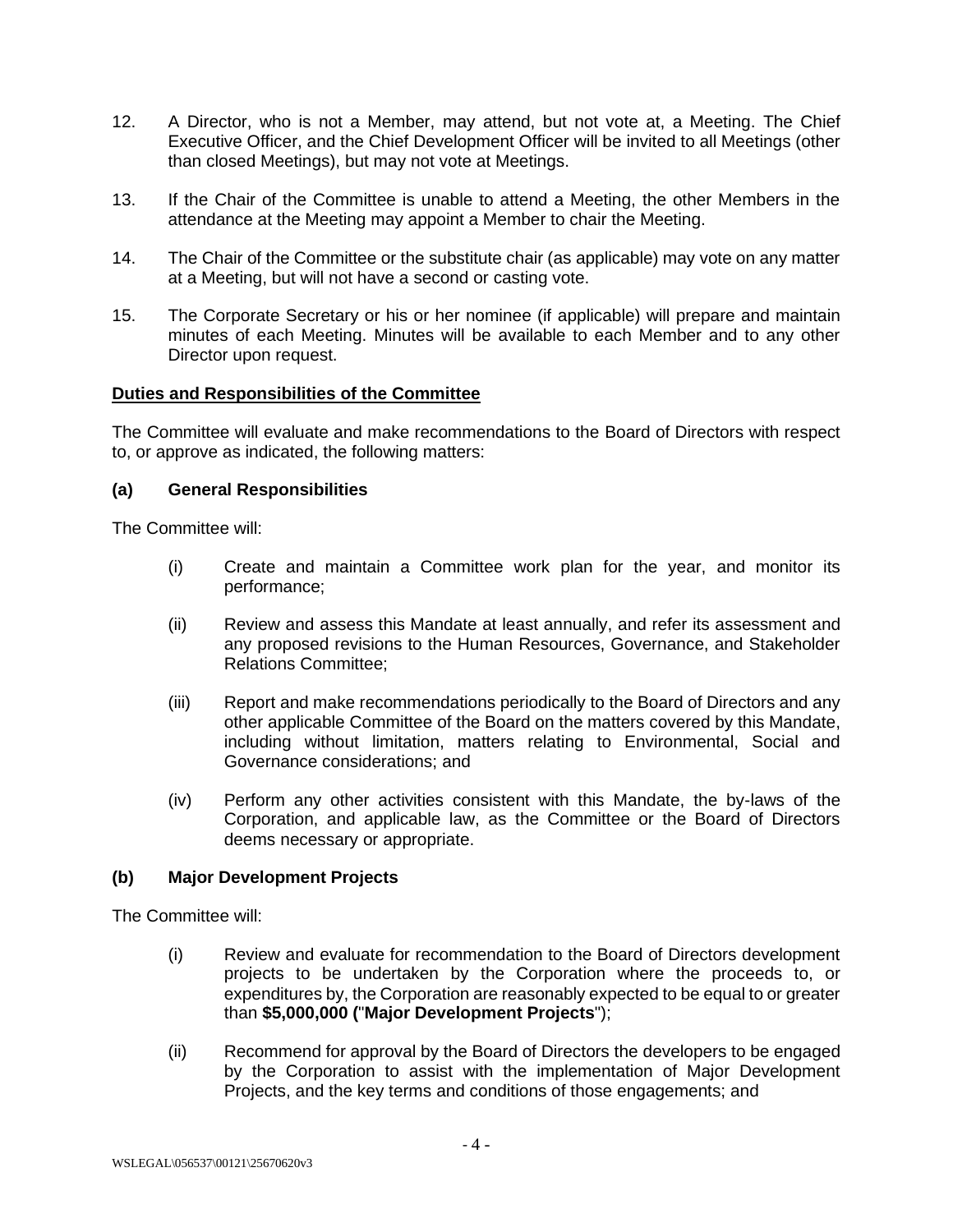12. A Director, who is not a Member, may attend, but not vote at, a Meeting. The Chief Executive Officer, and the Chief Development Officer will be invited to all Meetings (other than closed Meetings), but may not vote at Meetings.

13. If the Chair of the Committee is unable to attend a Meeting, the other Members in the attendance at the Meeting may appoint a Member to chair the Meeting.

14. The Chair of the Committee or the substitute chair (as applicable) may vote on any matter at a Meeting, but will not have a second or casting vote.

15. The Corporate Secretary or his or her nominee (if applicable) will prepare and maintain minutes of each Meeting. Minutes will be available to each Member and to any other Director upon request.

**Duties and Responsibilities of the Committee**

The Committee will evaluate and make recommendations to the Board of Directors with respect to, or approve as indicated, the following matters:

**(a) General Responsibilities**

The Committee will:

(i) Create and maintain a Committee work plan for the year, and monitor its performance;

(ii) Review and assess this Mandate at least annually, and refer its assessment and any proposed revisions to the Human Resources, Governance, and Stakeholder Relations Committee;

(iii) Report and make recommendations periodically to the Board of Directors and any other applicable Committee of the Board on the matters covered by this Mandate, including without limitation, matters relating to Environmental, Social and Governance considerations; and

(iv) Perform any other activities consistent with this Mandate, the by-laws of the Corporation, and applicable law, as the Committee or the Board of Directors deems necessary or appropriate.

**(b) Major Development Projects**

The Committee will:

(i) Review and evaluate for recommendation to the Board of Directors development projects to be undertaken by the Corporation where the proceeds to, or expenditures by, the Corporation are reasonably expected to be equal to or greater than **$5,000,000 (**"**Major Development Projects**");

(ii) Recommend for approval by the Board of Directors the developers to be engaged by the Corporation to assist with the implementation of Major Development Projects, and the key terms and conditions of those engagements; and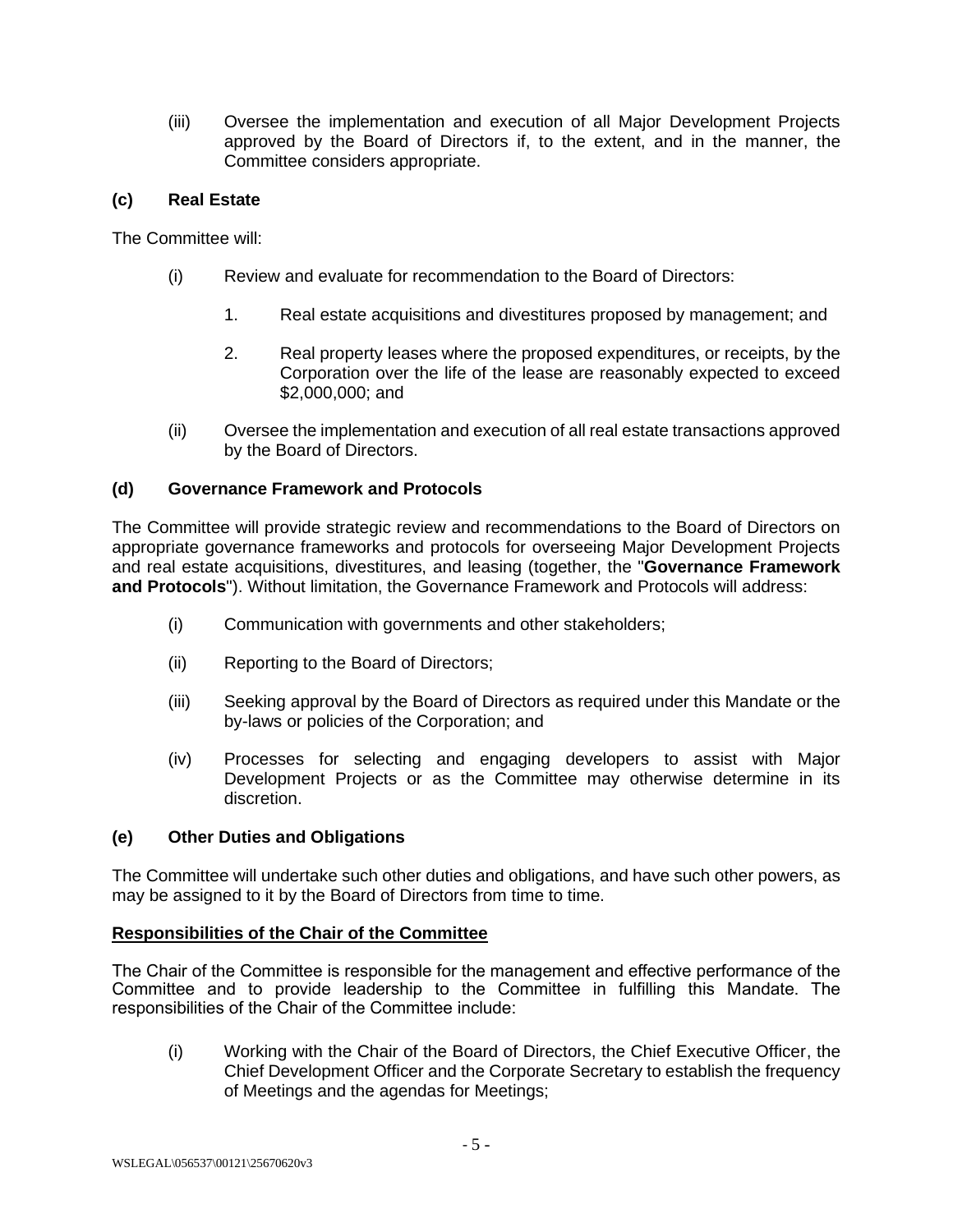(iii) Oversee the implementation and execution of all Major Development Projects approved by the Board of Directors if, to the extent, and in the manner, the Committee considers appropriate.

### (c) Real Estate

The Committee will:

(i) Review and evaluate for recommendation to the Board of Directors:

1. Real estate acquisitions and divestitures proposed by management; and

2. Real property leases where the proposed expenditures, or receipts, by the Corporation over the life of the lease are reasonably expected to exceed $2,000,000; and

(ii) Oversee the implementation and execution of all real estate transactions approved by the Board of Directors.

### (d) Governance Framework and Protocols

The Committee will provide strategic review and recommendations to the Board of Directors on appropriate governance frameworks and protocols for overseeing Major Development Projects and real estate acquisitions, divestitures, and leasing (together, the "**Governance Framework and Protocols**"). Without limitation, the Governance Framework and Protocols will address:

(i) Communication with governments and other stakeholders;

(ii) Reporting to the Board of Directors;

(iii) Seeking approval by the Board of Directors as required under this Mandate or the by-laws or policies of the Corporation; and

(iv) Processes for selecting and engaging developers to assist with Major Development Projects or as the Committee may otherwise determine in its discretion.

### (e) Other Duties and Obligations

The Committee will undertake such other duties and obligations, and have such other powers, as may be assigned to it by the Board of Directors from time to time.

## Responsibilities of the Chair of the Committee

The Chair of the Committee is responsible for the management and effective performance of the Committee and to provide leadership to the Committee in fulfilling this Mandate. The responsibilities of the Chair of the Committee include:

(i) Working with the Chair of the Board of Directors, the Chief Executive Officer, the Chief Development Officer and the Corporate Secretary to establish the frequency of Meetings and the agendas for Meetings;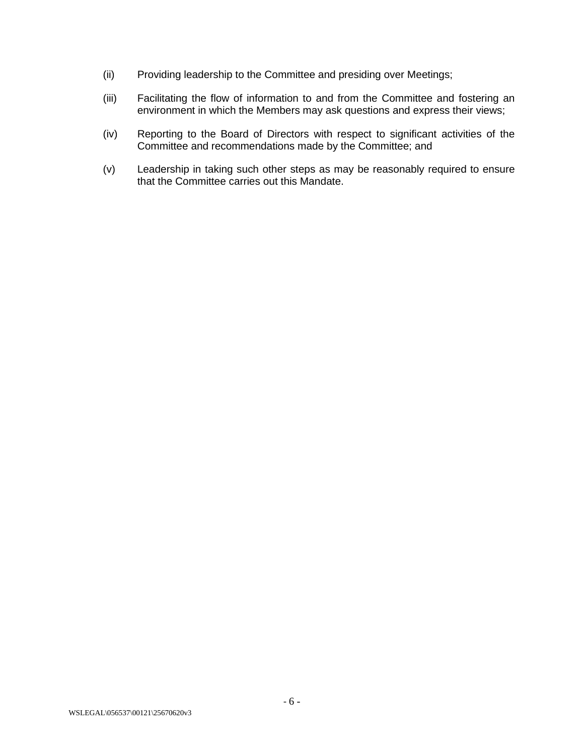(ii) Providing leadership to the Committee and presiding over Meetings;

(iii) Facilitating the flow of information to and from the Committee and fostering an environment in which the Members may ask questions and express their views;

(iv) Reporting to the Board of Directors with respect to significant activities of the Committee and recommendations made by the Committee; and

(v) Leadership in taking such other steps as may be reasonably required to ensure that the Committee carries out this Mandate.